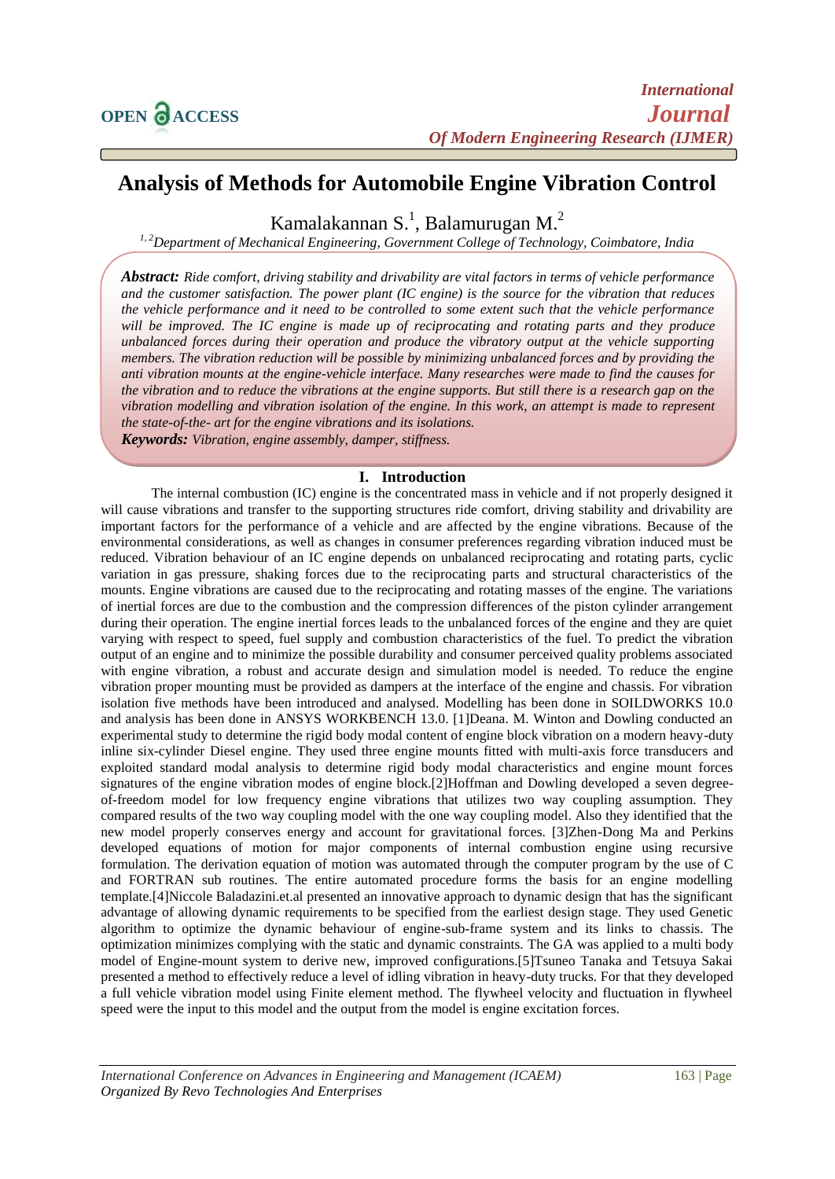# Analysis of Methods for Automobile Engine Vibration Control

Kamalakannan S.[1], Balamurugan M.[2]

[1,2]*Department of Mechanical Engineering, Government College of Technology, Coimbatore, India*

***Abstract:*** *Ride comfort, driving stability and drivability are vital factors in terms of vehicle performance and the customer satisfaction. The power plant (IC engine) is the source for the vibration that reduces the vehicle performance and it need to be controlled to some extent such that the vehicle performance will be improved. The IC engine is made up of reciprocating and rotating parts and they produce unbalanced forces during their operation and produce the vibratory output at the vehicle supporting members. The vibration reduction will be possible by minimizing unbalanced forces and by providing the anti vibration mounts at the engine-vehicle interface. Many researches were made to find the causes for the vibration and to reduce the vibrations at the engine supports. But still there is a research gap on the vibration modelling and vibration isolation of the engine. In this work, an attempt is made to represent the state-of-the- art for the engine vibrations and its isolations.*

***Keywords:*** *Vibration, engine assembly, damper, stiffness.*

## I. Introduction

The internal combustion (IC) engine is the concentrated mass in vehicle and if not properly designed it will cause vibrations and transfer to the supporting structures ride comfort, driving stability and drivability are important factors for the performance of a vehicle and are affected by the engine vibrations. Because of the environmental considerations, as well as changes in consumer preferences regarding vibration induced must be reduced. Vibration behaviour of an IC engine depends on unbalanced reciprocating and rotating parts, cyclic variation in gas pressure, shaking forces due to the reciprocating parts and structural characteristics of the mounts. Engine vibrations are caused due to the reciprocating and rotating masses of the engine. The variations of inertial forces are due to the combustion and the compression differences of the piston cylinder arrangement during their operation. The engine inertial forces leads to the unbalanced forces of the engine and they are quiet varying with respect to speed, fuel supply and combustion characteristics of the fuel. To predict the vibration output of an engine and to minimize the possible durability and consumer perceived quality problems associated with engine vibration, a robust and accurate design and simulation model is needed. To reduce the engine vibration proper mounting must be provided as dampers at the interface of the engine and chassis. For vibration isolation five methods have been introduced and analysed. Modelling has been done in SOILDWORKS 10.0 and analysis has been done in ANSYS WORKBENCH 13.0. [1]Deana. M. Winton and Dowling conducted an experimental study to determine the rigid body modal content of engine block vibration on a modern heavy-duty inline six-cylinder Diesel engine. They used three engine mounts fitted with multi-axis force transducers and exploited standard modal analysis to determine rigid body modal characteristics and engine mount forces signatures of the engine vibration modes of engine block.[2]Hoffman and Dowling developed a seven degree-of-freedom model for low frequency engine vibrations that utilizes two way coupling assumption. They compared results of the two way coupling model with the one way coupling model. Also they identified that the new model properly conserves energy and account for gravitational forces. [3]Zhen-Dong Ma and Perkins developed equations of motion for major components of internal combustion engine using recursive formulation. The derivation equation of motion was automated through the computer program by the use of C and FORTRAN sub routines. The entire automated procedure forms the basis for an engine modelling template.[4]Niccole Baladazini.et.al presented an innovative approach to dynamic design that has the significant advantage of allowing dynamic requirements to be specified from the earliest design stage. They used Genetic algorithm to optimize the dynamic behaviour of engine-sub-frame system and its links to chassis. The optimization minimizes complying with the static and dynamic constraints. The GA was applied to a multi body model of Engine-mount system to derive new, improved configurations.[5]Tsuneo Tanaka and Tetsuya Sakai presented a method to effectively reduce a level of idling vibration in heavy-duty trucks. For that they developed a full vehicle vibration model using Finite element method. The flywheel velocity and fluctuation in flywheel speed were the input to this model and the output from the model is engine excitation forces.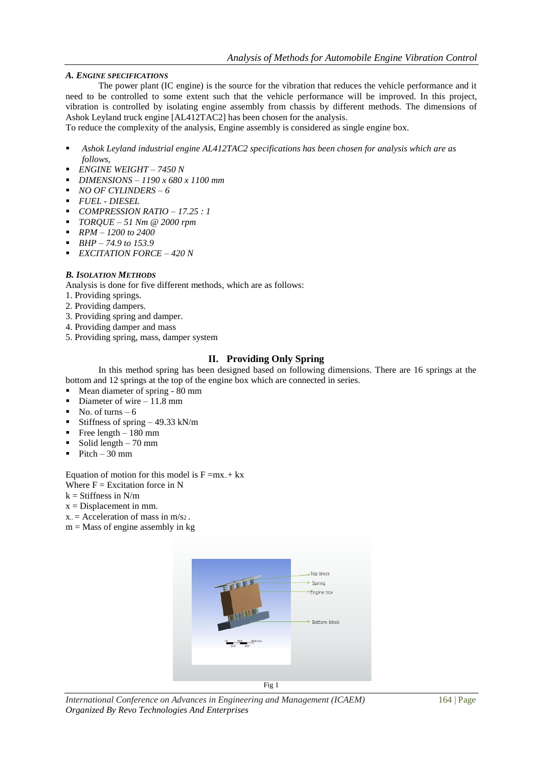### A. ENGINE SPECIFICATIONS

The power plant (IC engine) is the source for the vibration that reduces the vehicle performance and it need to be controlled to some extent such that the vehicle performance will be improved. In this project, vibration is controlled by isolating engine assembly from chassis by different methods. The dimensions of Ashok Leyland truck engine [AL412TAC2] has been chosen for the analysis.

To reduce the complexity of the analysis, Engine assembly is considered as single engine box.

- *Ashok Leyland industrial engine AL412TAC2 specifications has been chosen for analysis which are as follows,*
- *ENGINE WEIGHT – 7450 N*
- *DIMENSIONS – 1190 x 680 x 1100 mm*
- *NO OF CYLINDERS – 6*
- *FUEL - DIESEL*
- *COMPRESSION RATIO – 17.25 : 1*
- *TORQUE – 51 Nm @ 2000 rpm*
- *RPM – 1200 to 2400*
- *BHP – 74.9 to 153.9*
- *EXCITATION FORCE – 420 N*

### B. ISOLATION METHODS

Analysis is done for five different methods, which are as follows:

1. Providing springs.
2. Providing dampers.
3. Providing spring and damper.
4. Providing damper and mass
5. Providing spring, mass, damper system

## II. Providing Only Spring

In this method spring has been designed based on following dimensions. There are 16 springs at the bottom and 12 springs at the top of the engine box which are connected in series.

- Mean diameter of spring - 80 mm
- Diameter of wire – 11.8 mm
- No. of turns – 6
- Stiffness of spring – 49.33 kN/m
- Free length – 180 mm
- Solid length – 70 mm
- Pitch – 30 mm

Equation of motion for this model is $F = m\ddot{x} + kx$

Where F = Excitation force in N

k = Stiffness in N/m

x = Displacement in mm.

$\ddot{x}$ = Acceleration of mass in m/s$^2$.

m = Mass of engine assembly in kg

Fig 1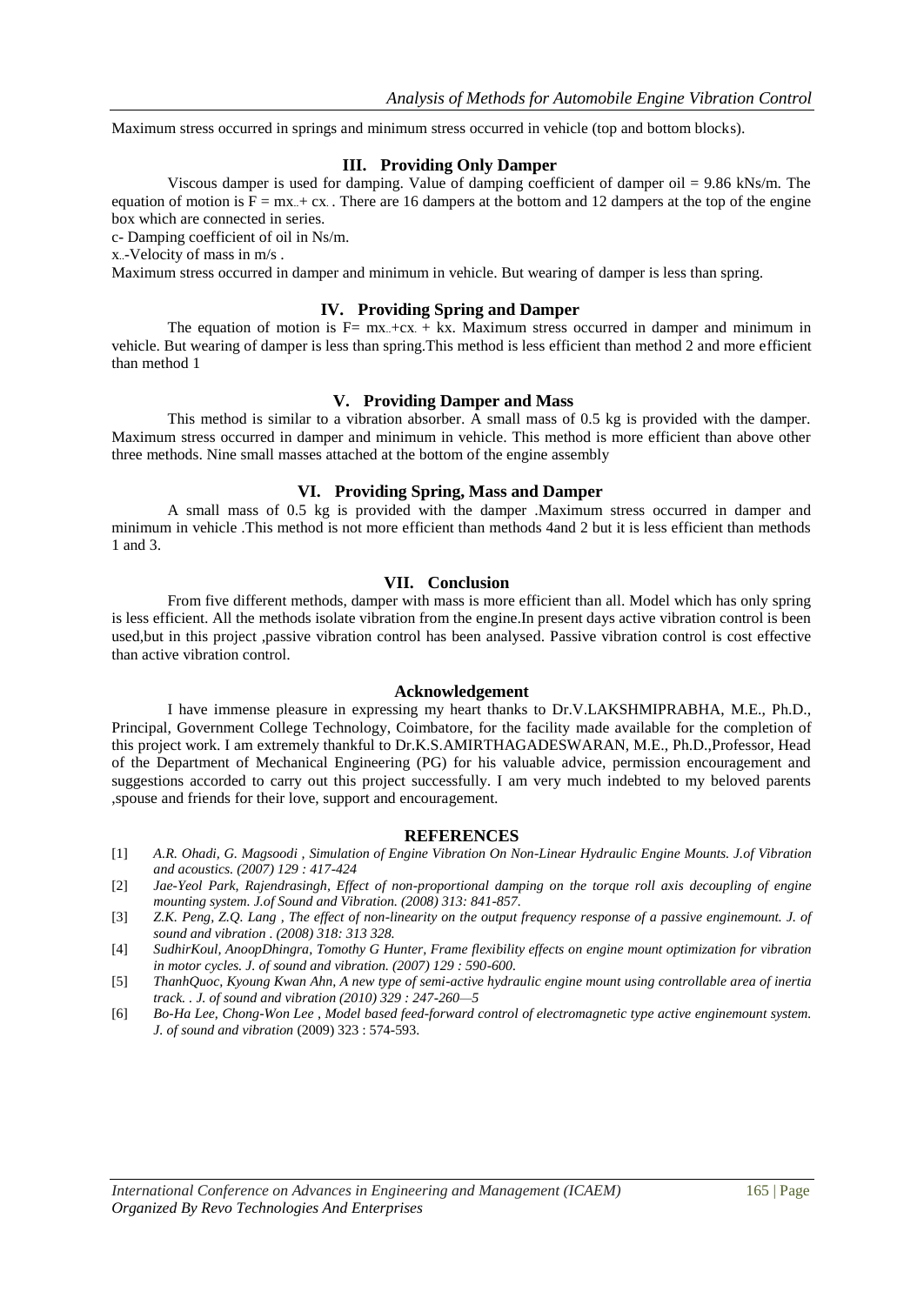Maximum stress occurred in springs and minimum stress occurred in vehicle (top and bottom blocks).

## III. Providing Only Damper

Viscous damper is used for damping. Value of damping coefficient of damper oil = 9.86 kNs/m. The equation of motion is $F = m\ddot{x} + c\dot{x}$. There are 16 dampers at the bottom and 12 dampers at the top of the engine box which are connected in series.

c- Damping coefficient of oil in Ns/m.

$\dot{x}$-Velocity of mass in m/s .

Maximum stress occurred in damper and minimum in vehicle. But wearing of damper is less than spring.

## IV. Providing Spring and Damper

The equation of motion is $F = m\ddot{x} + c\dot{x} + kx$. Maximum stress occurred in damper and minimum in vehicle. But wearing of damper is less than spring.This method is less efficient than method 2 and more efficient than method 1

## V. Providing Damper and Mass

This method is similar to a vibration absorber. A small mass of 0.5 kg is provided with the damper. Maximum stress occurred in damper and minimum in vehicle. This method is more efficient than above other three methods. Nine small masses attached at the bottom of the engine assembly

## VI. Providing Spring, Mass and Damper

A small mass of 0.5 kg is provided with the damper .Maximum stress occurred in damper and minimum in vehicle .This method is not more efficient than methods 4and 2 but it is less efficient than methods 1 and 3.

## VII. Conclusion

From five different methods, damper with mass is more efficient than all. Model which has only spring is less efficient. All the methods isolate vibration from the engine.In present days active vibration control is been used,but in this project ,passive vibration control has been analysed. Passive vibration control is cost effective than active vibration control.

## Acknowledgement

I have immense pleasure in expressing my heart thanks to Dr.V.LAKSHMIPRABHA, M.E., Ph.D., Principal, Government College Technology, Coimbatore, for the facility made available for the completion of this project work. I am extremely thankful to Dr.K.S.AMIRTHAGADESWARAN, M.E., Ph.D.,Professor, Head of the Department of Mechanical Engineering (PG) for his valuable advice, permission encouragement and suggestions accorded to carry out this project successfully. I am very much indebted to my beloved parents ,spouse and friends for their love, support and encouragement.

## REFERENCES

[1] *A.R. Ohadi, G. Magsoodi , Simulation of Engine Vibration On Non-Linear Hydraulic Engine Mounts. J.of Vibration and acoustics. (2007) 129 : 417-424*

[2] *Jae-Yeol Park, Rajendrasingh, Effect of non-proportional damping on the torque roll axis decoupling of engine mounting system. J.of Sound and Vibration. (2008) 313: 841-857.*

[3] *Z.K. Peng, Z.Q. Lang , The effect of non-linearity on the output frequency response of a passive enginemount. J. of sound and vibration . (2008) 318: 313 328.*

[4] *SudhirKoul, AnoopDhingra, Tomothy G Hunter, Frame flexibility effects on engine mount optimization for vibration in motor cycles. J. of sound and vibration. (2007) 129 : 590-600.*

[5] *ThanhQuoc, Kyoung Kwan Ahn, A new type of semi-active hydraulic engine mount using controllable area of inertia track. . J. of sound and vibration (2010) 329 : 247-260—5*

[6] *Bo-Ha Lee, Chong-Won Lee , Model based feed-forward control of electromagnetic type active enginemount system. J. of sound and vibration* (2009) 323 : 574-593.